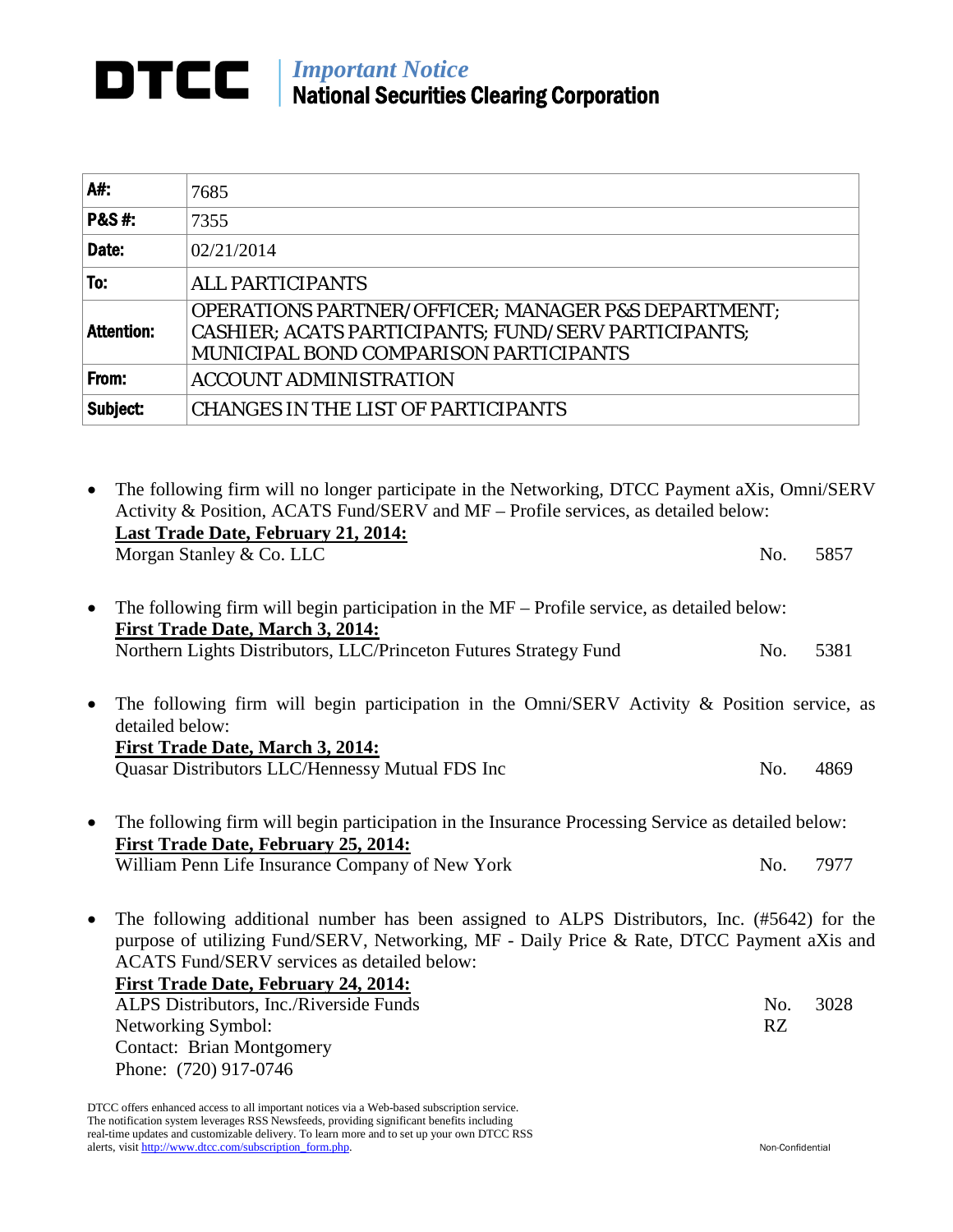# DTCC *Important Notice* National Securities Clearing Corporation

| | |
|---|---|
| **A#:** | 7685 |
| **P&S #:** | 7355 |
| **Date:** | 02/21/2014 |
| **To:** | ALL PARTICIPANTS |
| **Attention:** | OPERATIONS PARTNER/OFFICER; MANAGER P&S DEPARTMENT; CASHIER; ACATS PARTICIPANTS; FUND/SERV PARTICIPANTS; MUNICIPAL BOND COMPARISON PARTICIPANTS |
| **From:** | ACCOUNT ADMINISTRATION |
| **Subject:** | CHANGES IN THE LIST OF PARTICIPANTS |

- The following firm will no longer participate in the Networking, DTCC Payment aXis, Omni/SERV Activity & Position, ACATS Fund/SERV and MF – Profile services, as detailed below:
  **Last Trade Date, February 21, 2014:**
  Morgan Stanley & Co. LLC — No. 5857

- The following firm will begin participation in the MF – Profile service, as detailed below:
  **First Trade Date, March 3, 2014:**
  Northern Lights Distributors, LLC/Princeton Futures Strategy Fund — No. 5381

- The following firm will begin participation in the Omni/SERV Activity & Position service, as detailed below:
  **First Trade Date, March 3, 2014:**
  Quasar Distributors LLC/Hennessy Mutual FDS Inc — No. 4869

- The following firm will begin participation in the Insurance Processing Service as detailed below:
  **First Trade Date, February 25, 2014:**
  William Penn Life Insurance Company of New York — No. 7977

- The following additional number has been assigned to ALPS Distributors, Inc. (#5642) for the purpose of utilizing Fund/SERV, Networking, MF - Daily Price & Rate, DTCC Payment aXis and ACATS Fund/SERV services as detailed below:
  **First Trade Date, February 24, 2014:**
  ALPS Distributors, Inc./Riverside Funds — No. 3028
  Networking Symbol: RZ
  Contact: Brian Montgomery
  Phone: (720) 917-0746

DTCC offers enhanced access to all important notices via a Web-based subscription service. The notification system leverages RSS Newsfeeds, providing significant benefits including real-time updates and customizable delivery. To learn more and to set up your own DTCC RSS alerts, visit http://www.dtcc.com/subscription_form.php.

Non-Confidential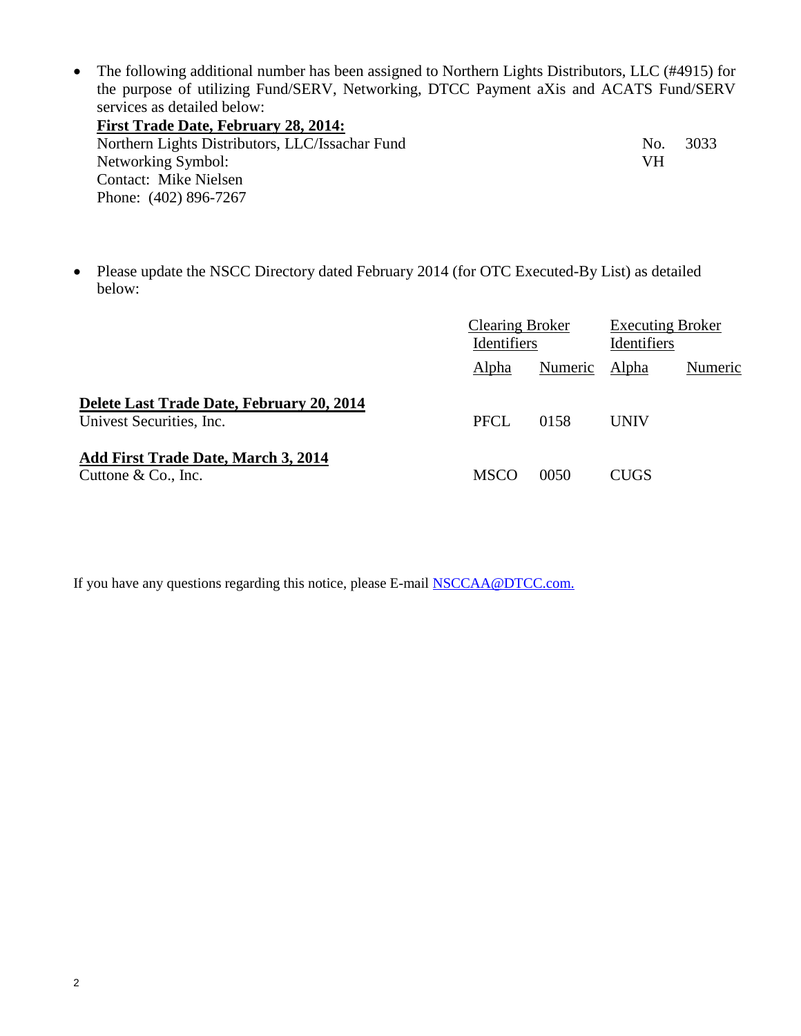- The following additional number has been assigned to Northern Lights Distributors, LLC (#4915) for the purpose of utilizing Fund/SERV, Networking, DTCC Payment aXis and ACATS Fund/SERV services as detailed below:

  **First Trade Date, February 28, 2014:**

  | | |
  |---|---|
  | Northern Lights Distributors, LLC/Issachar Fund | No. 3033 |
  | Networking Symbol: | VH |

  Contact: Mike Nielsen
  Phone: (402) 896-7267

- Please update the NSCC Directory dated February 2014 (for OTC Executed-By List) as detailed below:

| | Clearing Broker Identifiers | | Executing Broker Identifiers | |
|---|---|---|---|---|
| | Alpha | Numeric | Alpha | Numeric |
| **Delete Last Trade Date, February 20, 2014** | | | | |
| Univest Securities, Inc. | PFCL | 0158 | UNIV | |
| **Add First Trade Date, March 3, 2014** | | | | |
| Cuttone & Co., Inc. | MSCO | 0050 | CUGS | |

If you have any questions regarding this notice, please E-mail NSCCAA@DTCC.com.